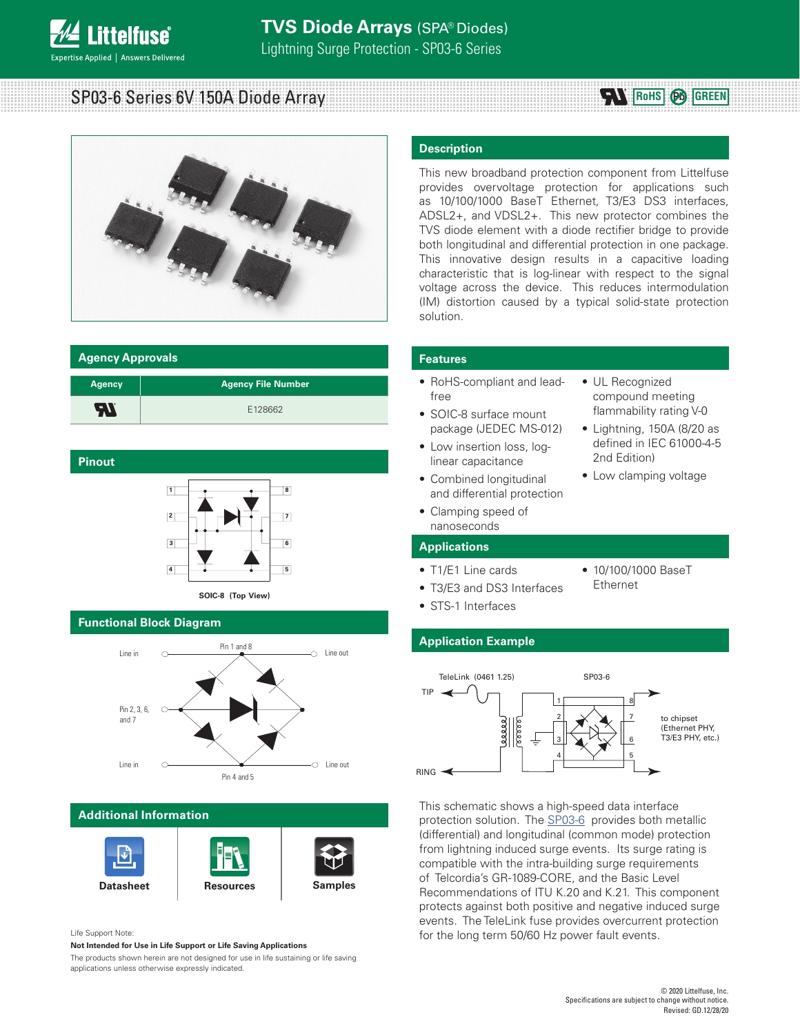# TVS Diode Arrays (SPA® Diodes)

Lightning Surge Protection - SP03-6 Series

## SP03-6 Series 6V 150A Diode Array

RoHS | Pb | GREEN

## Description

This new broadband protection component from Littelfuse provides overvoltage protection for applications such as 10/100/1000 BaseT Ethernet, T3/E3 DS3 interfaces, ADSL2+, and VDSL2+. This new protector combines the TVS diode element with a diode rectifier bridge to provide both longitudinal and differential protection in one package. This innovative design results in a capacitive loading characteristic that is log-linear with respect to the signal voltage across the device. This reduces intermodulation (IM) distortion caused by a typical solid-state protection solution.

## Agency Approvals

| Agency | Agency File Number |
|---|---|
| UL | E128662 |

## Pinout

SOIC-8 (Top View)

## Functional Block Diagram

Line in — Pin 1 and 8 — Line out

Pin 2, 3, 6, and 7

Line in — Pin 4 and 5 — Line out

## Features

- RoHS-compliant and lead-free
- SOIC-8 surface mount package (JEDEC MS-012)
- Low insertion loss, log-linear capacitance
- Combined longitudinal and differential protection
- Clamping speed of nanoseconds
- UL Recognized compound meeting flammability rating V-0
- Lightning, 150A (8/20 as defined in IEC 61000-4-5 2nd Edition)
- Low clamping voltage

## Applications

- T1/E1 Line cards
- T3/E3 and DS3 Interfaces
- STS-1 Interfaces
- 10/100/1000 BaseT Ethernet

## Application Example

TeleLink (0461 1.25) — SP03-6 — TIP — RING — to chipset (Ethernet PHY, T3/E3 PHY, etc.)

This schematic shows a high-speed data interface protection solution. The SP03-6 provides both metallic (differential) and longitudinal (common mode) protection from lightning induced surge events. Its surge rating is compatible with the intra-building surge requirements of Telcordia's GR-1089-CORE, and the Basic Level Recommendations of ITU K.20 and K.21. This component protects against both positive and negative induced surge events. The TeleLink fuse provides overcurrent protection for the long term 50/60 Hz power fault events.

## Additional Information

Datasheet | Resources | Samples

Life Support Note:

**Not Intended for Use in Life Support or Life Saving Applications**

The products shown herein are not designed for use in life sustaining or life saving applications unless otherwise expressly indicated.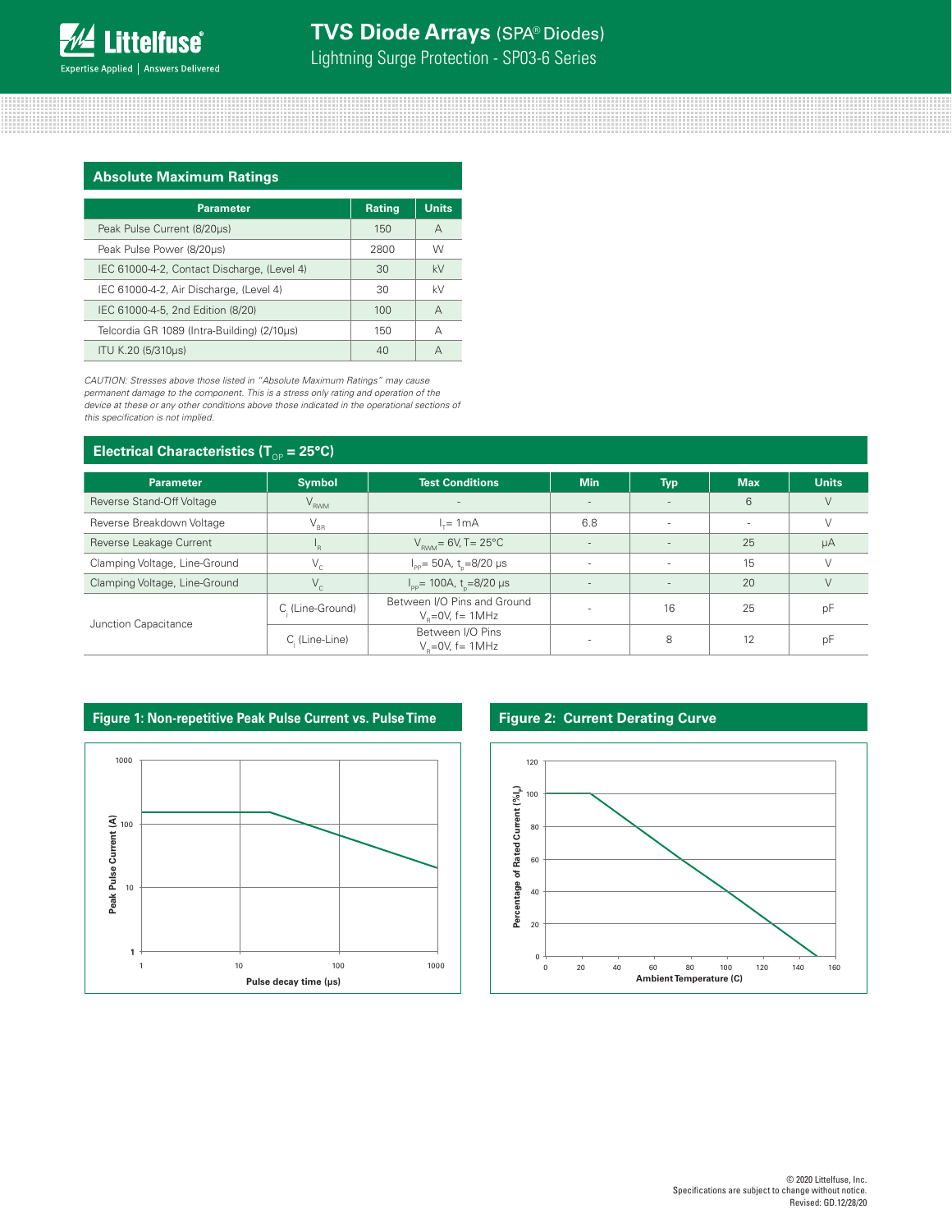## Absolute Maximum Ratings

| Parameter | Rating | Units |
|---|---|---|
| Peak Pulse Current (8/20μs) | 150 | A |
| Peak Pulse Power (8/20μs) | 2800 | W |
| IEC 61000-4-2, Contact Discharge, (Level 4) | 30 | kV |
| IEC 61000-4-2, Air Discharge, (Level 4) | 30 | kV |
| IEC 61000-4-5, 2nd Edition (8/20) | 100 | A |
| Telcordia GR 1089 (Intra-Building) (2/10μs) | 150 | A |
| ITU K.20 (5/310μs) | 40 | A |

*CAUTION: Stresses above those listed in "Absolute Maximum Ratings" may cause permanent damage to the component. This is a stress only rating and operation of the device at these or any other conditions above those indicated in the operational sections of this specification is not implied.*

## Electrical Characteristics ($T_{OP}$ = 25°C)

| Parameter | Symbol | Test Conditions | Min | Typ | Max | Units |
|---|---|---|---|---|---|---|
| Reverse Stand-Off Voltage | $V_{RWM}$ | - | - | - | 6 | V |
| Reverse Breakdown Voltage | $V_{BR}$ | $I_T$= 1mA | 6.8 | - | - | V |
| Reverse Leakage Current | $I_R$ | $V_{RWM}$= 6V, T= 25°C | - | - | 25 | μA |
| Clamping Voltage, Line-Ground | $V_C$ | $I_{PP}$= 50A, $t_p$=8/20 μs | - | - | 15 | V |
| Clamping Voltage, Line-Ground | $V_C$ | $I_{PP}$= 100A, $t_p$=8/20 μs | - | - | 20 | V |
| Junction Capacitance | $C_j$ (Line-Ground) | Between I/O Pins and Ground $V_R$=0V, f= 1MHz | - | 16 | 25 | pF |
| | $C_j$ (Line-Line) | Between I/O Pins $V_R$=0V, f= 1MHz | - | 8 | 12 | pF |

### Figure 1: Non-repetitive Peak Pulse Current vs. Pulse Time

### Figure 2: Current Derating Curve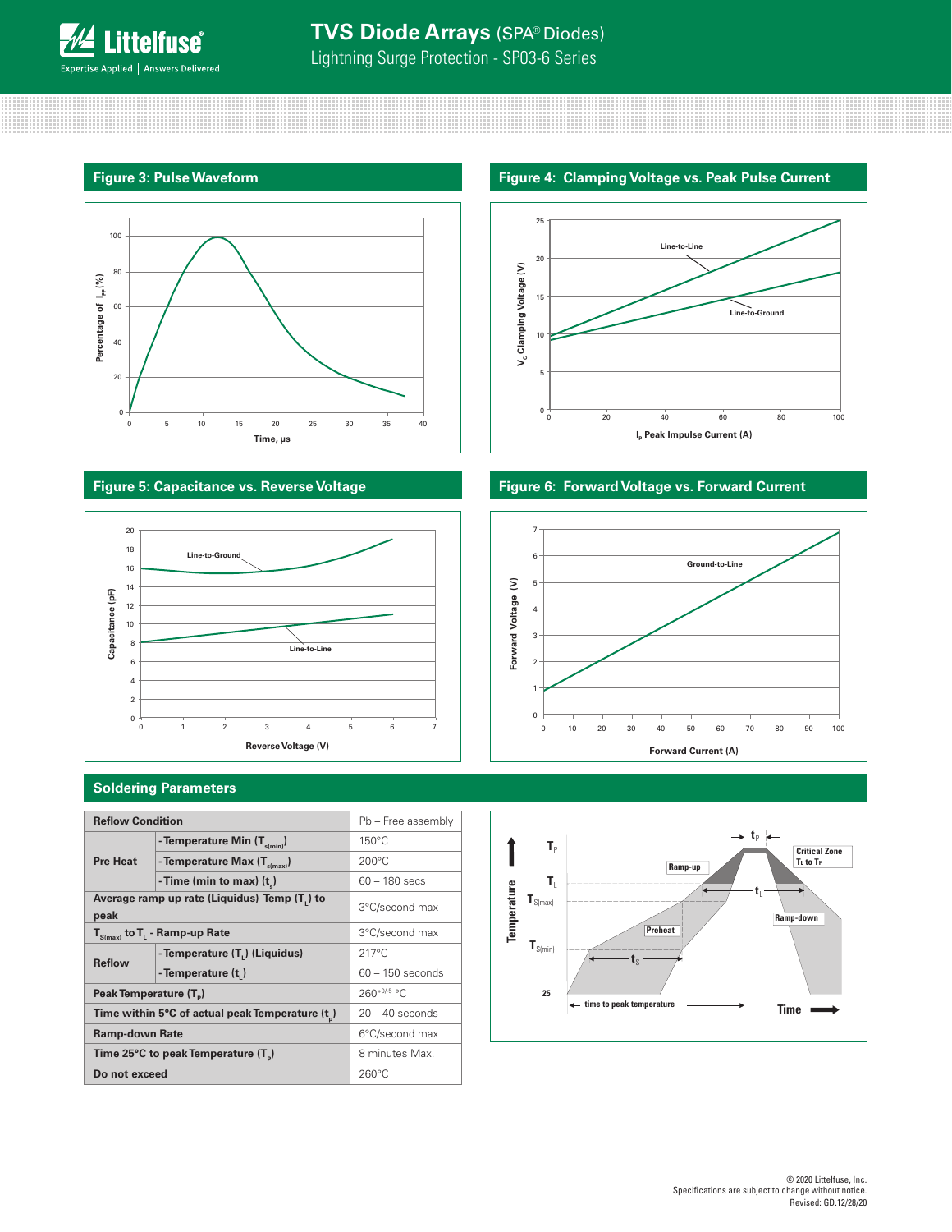## Figure 3: Pulse Waveform

## Figure 4: Clamping Voltage vs. Peak Pulse Current

## Figure 5: Capacitance vs. Reverse Voltage

## Figure 6: Forward Voltage vs. Forward Current

## Soldering Parameters

| Reflow Condition | | Pb – Free assembly |
|---|---|---|
| Pre Heat | - Temperature Min ($T_{s(min)}$) | 150°C |
| | - Temperature Max ($T_{s(max)}$) | 200°C |
| | - Time (min to max) ($t_s$) | 60 – 180 secs |
| Average ramp up rate (Liquidus) Temp ($T_L$) to peak | | 3°C/second max |
| $T_{S(max)}$ to $T_L$ - Ramp-up Rate | | 3°C/second max |
| Reflow | - Temperature ($T_L$) (Liquidus) | 217°C |
| | - Temperature ($t_L$) | 60 – 150 seconds |
| Peak Temperature ($T_P$) | | $260^{+0/-5}$ °C |
| Time within 5°C of actual peak Temperature ($t_p$) | | 20 – 40 seconds |
| Ramp-down Rate | | 6°C/second max |
| Time 25°C to peak Temperature ($T_P$) | | 8 minutes Max. |
| Do not exceed | | 260°C |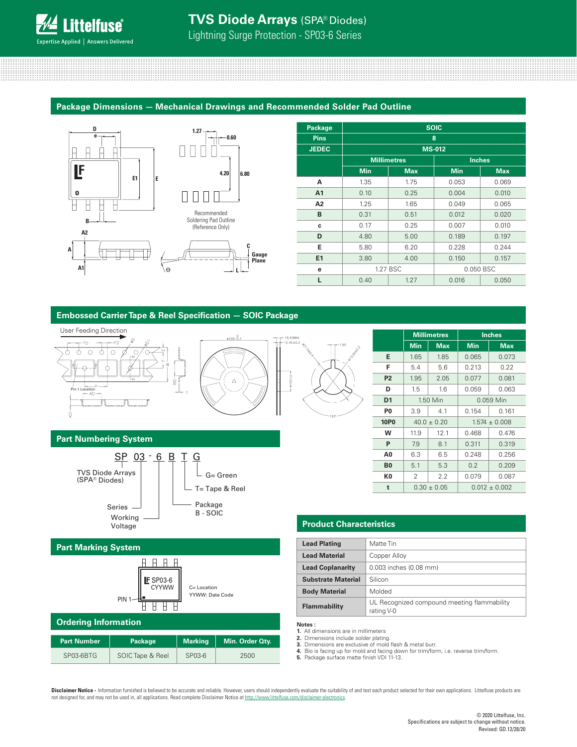## Package Dimensions — Mechanical Drawings and Recommended Solder Pad Outline

D
e
E1
E
B
A2
A
A1
1.27
0.60
4.20
6.80
Recommended Soldering Pad Outline (Reference Only)
C
Gauge Plane
L

| Package | SOIC | | | |
|---|---|---|---|---|
| Pins | 8 | | | |
| JEDEC | MS-012 | | | |
| | Millimetres | | Inches | |
| | Min | Max | Min | Max |
| A | 1.35 | 1.75 | 0.053 | 0.069 |
| A1 | 0.10 | 0.25 | 0.004 | 0.010 |
| A2 | 1.25 | 1.65 | 0.049 | 0.065 |
| B | 0.31 | 0.51 | 0.012 | 0.020 |
| c | 0.17 | 0.25 | 0.007 | 0.010 |
| D | 4.80 | 5.00 | 0.189 | 0.197 |
| E | 5.80 | 6.20 | 0.228 | 0.244 |
| E1 | 3.80 | 4.00 | 0.150 | 0.157 |
| e | 1.27 BSC | | 0.050 BSC | |
| L | 0.40 | 1.27 | 0.016 | 0.050 |

## Embossed Carrier Tape & Reel Specification — SOIC Package

User Feeding Direction
Pin 1 Location

| | Millimetres | | Inches | |
|---|---|---|---|---|
| | Min | Max | Min | Max |
| E | 1.65 | 1.85 | 0.065 | 0.073 |
| F | 5.4 | 5.6 | 0.213 | 0.22 |
| P2 | 1.95 | 2.05 | 0.077 | 0.081 |
| D | 1.5 | 1.6 | 0.059 | 0.063 |
| D1 | 1.50 Min | | 0.059 Min | |
| P0 | 3.9 | 4.1 | 0.154 | 0.161 |
| 10P0 | 40.0 ± 0.20 | | 1.574 ± 0.008 | |
| W | 11.9 | 12.1 | 0.468 | 0.476 |
| P | 7.9 | 8.1 | 0.311 | 0.319 |
| A0 | 6.3 | 6.5 | 0.248 | 0.256 |
| B0 | 5.1 | 5.3 | 0.2 | 0.209 |
| K0 | 2 | 2.2 | 0.079 | 0.087 |
| t | 0.30 ± 0.05 | | 0.012 ± 0.002 | |

## Part Numbering System

SP 03 - 6 B T G

- SP: TVS Diode Arrays (SPA® Diodes)
- 03: Series
- 6: Working Voltage
- B: Package — B - SOIC
- T: T= Tape & Reel
- G: G= Green

## Part Marking System

SP03-6
CYYWW
PIN 1

C= Location
YYWW: Date Code

## Ordering Information

| Part Number | Package | Marking | Min. Order Qty. |
|---|---|---|---|
| SP03-6BTG | SOIC Tape & Reel | SP03-6 | 2500 |

## Product Characteristics

| | |
|---|---|
| Lead Plating | Matte Tin |
| Lead Material | Copper Alloy |
| Lead Coplanarity | 0.003 inches (0.08 mm) |
| Substrate Material | Silicon |
| Body Material | Molded |
| Flammability | UL Recognized compound meeting flammability rating V-0 |

**Notes :**
1. All dimensions are in millimeters
2. Dimensions include solder plating.
3. Dimensions are exclusive of mold flash & metal burr.
4. Blo is facing up for mold and facing down for trim/form, i.e. reverse trim/form.
5. Package surface matte finish VDI 11-13.

**Disclaimer Notice -** Information furnished is believed to be accurate and reliable. However, users should independently evaluate the suitability of and test each product selected for their own applications. Littelfuse products are not designed for, and may not be used in, all applications. Read complete Disclaimer Notice at http://www.littelfuse.com/disclaimer-electronics.

© 2020 Littelfuse, Inc.
Specifications are subject to change without notice.
Revised: GD.12/28/20